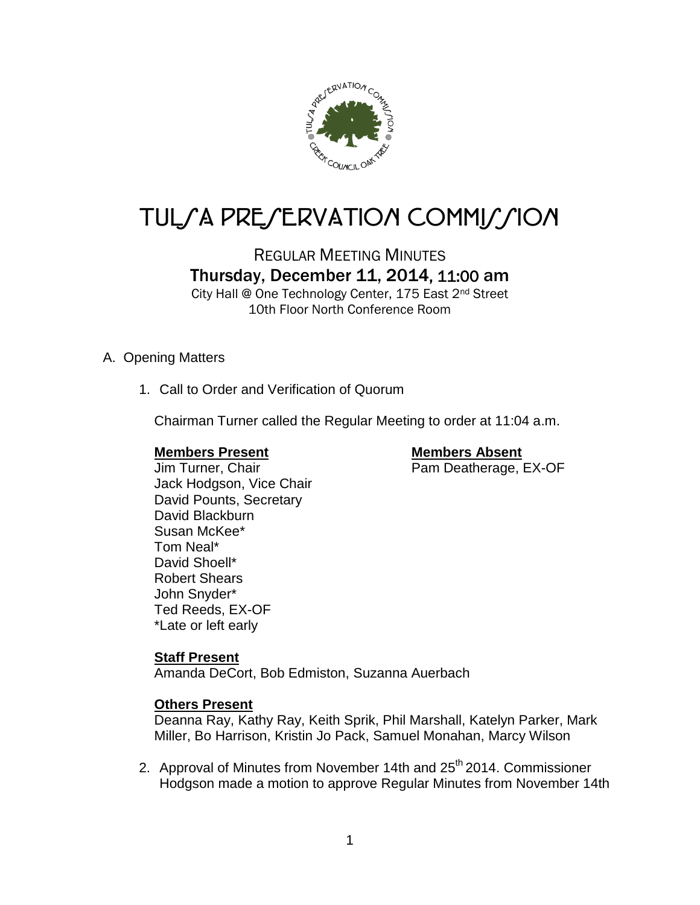# TULSA PRESERVATION COMMISSION

## REGULAR MEETING MINUTES

### Thursday, December 11, 2014, 11:00 am

City Hall @ One Technology Center, 175 East 2nd Street
10th Floor North Conference Room

A. Opening Matters

1. Call to Order and Verification of Quorum

   Chairman Turner called the Regular Meeting to order at 11:04 a.m.

   **Members Present**
   Jim Turner, Chair
   Jack Hodgson, Vice Chair
   David Pounts, Secretary
   David Blackburn
   Susan McKee*
   Tom Neal*
   David Shoell*
   Robert Shears
   John Snyder*
   Ted Reeds, EX-OF
   *Late or left early

   **Members Absent**
   Pam Deatherage, EX-OF

   **Staff Present**
   Amanda DeCort, Bob Edmiston, Suzanna Auerbach

   **Others Present**
   Deanna Ray, Kathy Ray, Keith Sprik, Phil Marshall, Katelyn Parker, Mark Miller, Bo Harrison, Kristin Jo Pack, Samuel Monahan, Marcy Wilson

2. Approval of Minutes from November 14th and 25th 2014. Commissioner Hodgson made a motion to approve Regular Minutes from November 14th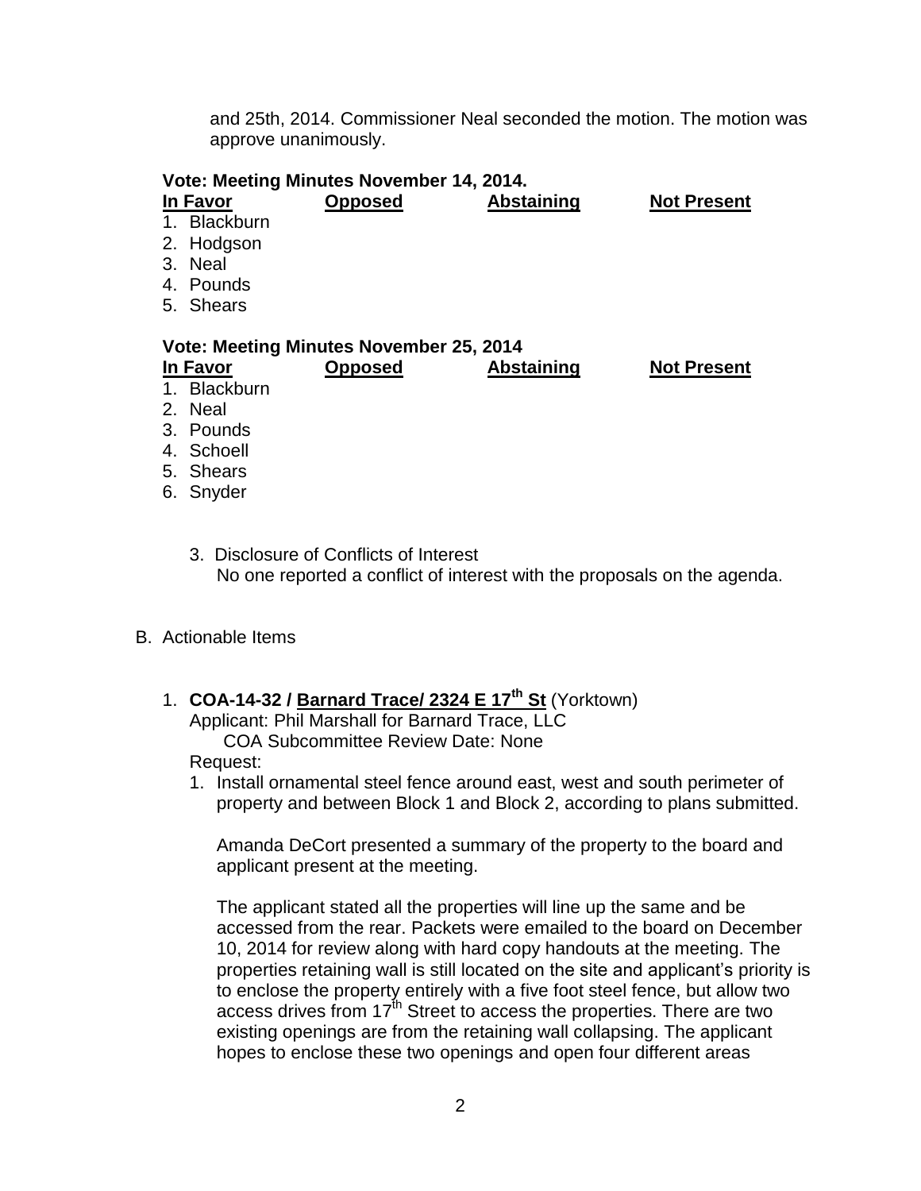and 25th, 2014. Commissioner Neal seconded the motion. The motion was approve unanimously.

**Vote: Meeting Minutes November 14, 2014.**

| In Favor | Opposed | Abstaining | Not Present |
|---|---|---|---|
| 1. Blackburn | | | |
| 2. Hodgson | | | |
| 3. Neal | | | |
| 4. Pounds | | | |
| 5. Shears | | | |

**Vote: Meeting Minutes November 25, 2014**

| In Favor | Opposed | Abstaining | Not Present |
|---|---|---|---|
| 1. Blackburn | | | |
| 2. Neal | | | |
| 3. Pounds | | | |
| 4. Schoell | | | |
| 5. Shears | | | |
| 6. Snyder | | | |

3. Disclosure of Conflicts of Interest
   No one reported a conflict of interest with the proposals on the agenda.

B. Actionable Items

1. **COA-14-32 / Barnard Trace/ 2324 E 17th St** (Yorktown)
   Applicant: Phil Marshall for Barnard Trace, LLC
   COA Subcommittee Review Date: None
   Request:
   1. Install ornamental steel fence around east, west and south perimeter of property and between Block 1 and Block 2, according to plans submitted.

      Amanda DeCort presented a summary of the property to the board and applicant present at the meeting.

      The applicant stated all the properties will line up the same and be accessed from the rear. Packets were emailed to the board on December 10, 2014 for review along with hard copy handouts at the meeting. The properties retaining wall is still located on the site and applicant's priority is to enclose the property entirely with a five foot steel fence, but allow two access drives from 17th Street to access the properties. There are two existing openings are from the retaining wall collapsing. The applicant hopes to enclose these two openings and open four different areas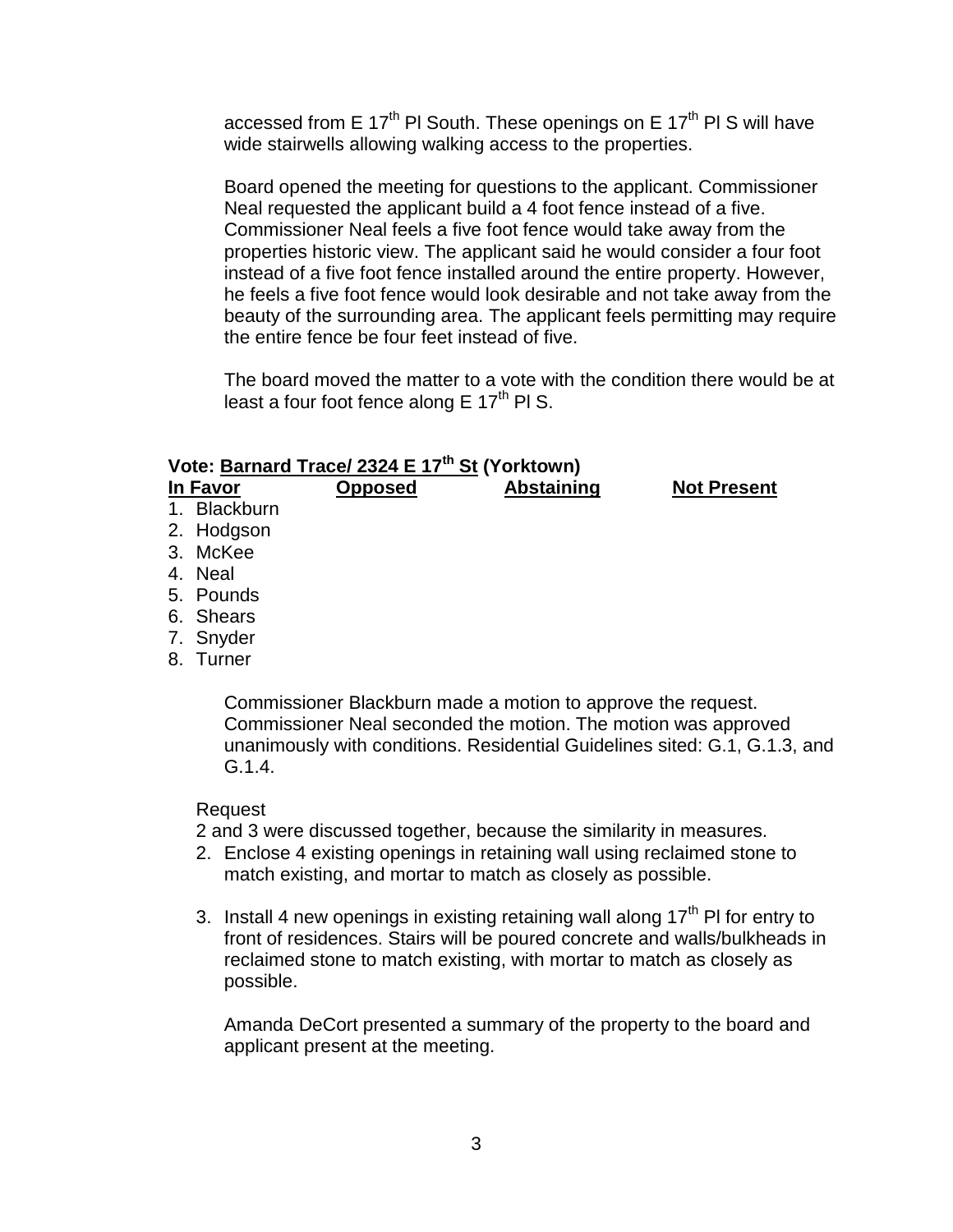accessed from E 17th Pl South. These openings on E 17th Pl S will have wide stairwells allowing walking access to the properties.

Board opened the meeting for questions to the applicant. Commissioner Neal requested the applicant build a 4 foot fence instead of a five. Commissioner Neal feels a five foot fence would take away from the properties historic view. The applicant said he would consider a four foot instead of a five foot fence installed around the entire property. However, he feels a five foot fence would look desirable and not take away from the beauty of the surrounding area. The applicant feels permitting may require the entire fence be four feet instead of five.

The board moved the matter to a vote with the condition there would be at least a four foot fence along E 17th Pl S.

**Vote: Barnard Trace/ 2324 E 17th St (Yorktown)**

| In Favor | Opposed | Abstaining | Not Present |
|---|---|---|---|
| 1. Blackburn | | | |
| 2. Hodgson | | | |
| 3. McKee | | | |
| 4. Neal | | | |
| 5. Pounds | | | |
| 6. Shears | | | |
| 7. Snyder | | | |
| 8. Turner | | | |

Commissioner Blackburn made a motion to approve the request. Commissioner Neal seconded the motion. The motion was approved unanimously with conditions. Residential Guidelines sited: G.1, G.1.3, and G.1.4.

Request

2 and 3 were discussed together, because the similarity in measures.

2. Enclose 4 existing openings in retaining wall using reclaimed stone to match existing, and mortar to match as closely as possible.

3. Install 4 new openings in existing retaining wall along 17th Pl for entry to front of residences. Stairs will be poured concrete and walls/bulkheads in reclaimed stone to match existing, with mortar to match as closely as possible.

Amanda DeCort presented a summary of the property to the board and applicant present at the meeting.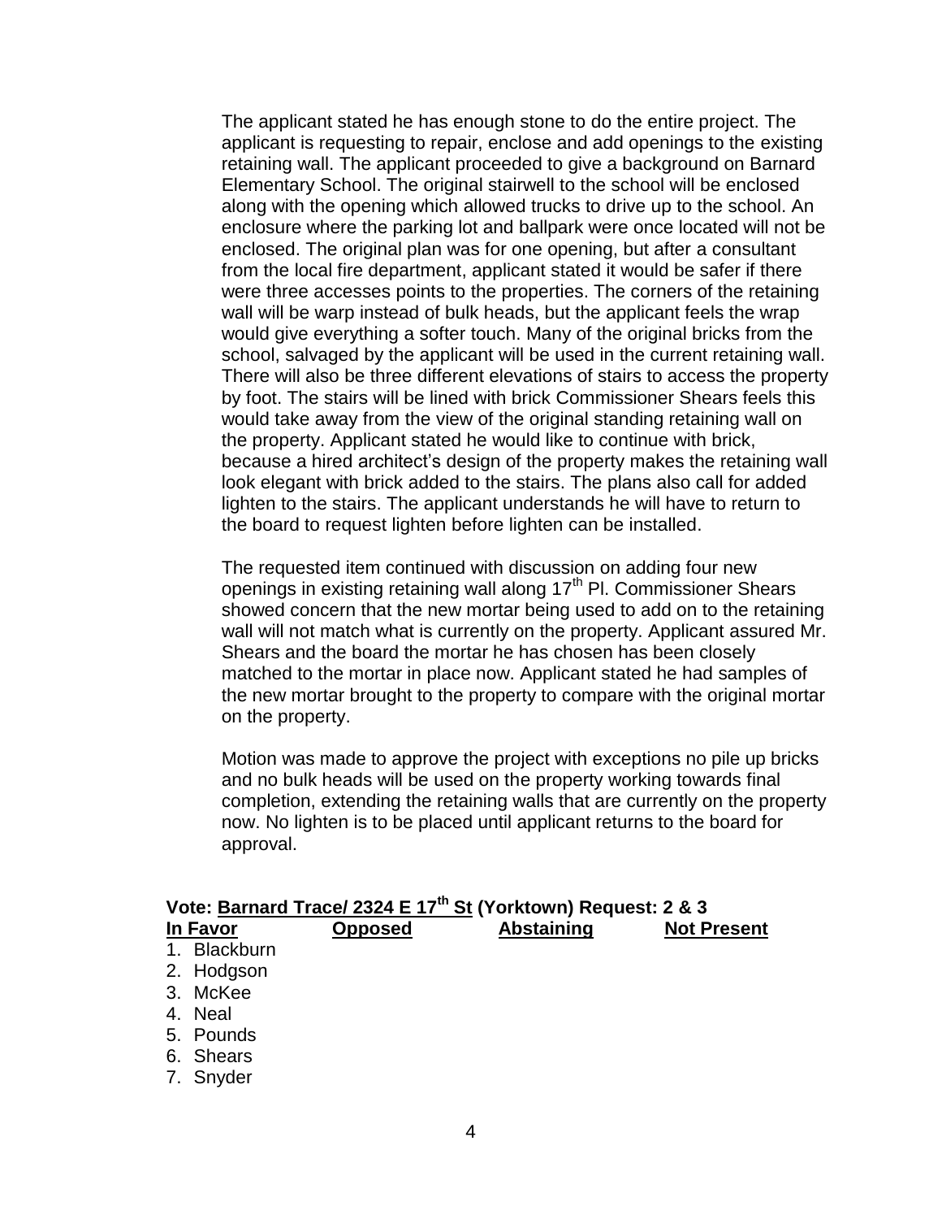The applicant stated he has enough stone to do the entire project. The applicant is requesting to repair, enclose and add openings to the existing retaining wall. The applicant proceeded to give a background on Barnard Elementary School. The original stairwell to the school will be enclosed along with the opening which allowed trucks to drive up to the school. An enclosure where the parking lot and ballpark were once located will not be enclosed. The original plan was for one opening, but after a consultant from the local fire department, applicant stated it would be safer if there were three accesses points to the properties. The corners of the retaining wall will be warp instead of bulk heads, but the applicant feels the wrap would give everything a softer touch. Many of the original bricks from the school, salvaged by the applicant will be used in the current retaining wall. There will also be three different elevations of stairs to access the property by foot. The stairs will be lined with brick Commissioner Shears feels this would take away from the view of the original standing retaining wall on the property. Applicant stated he would like to continue with brick, because a hired architect's design of the property makes the retaining wall look elegant with brick added to the stairs. The plans also call for added lighten to the stairs. The applicant understands he will have to return to the board to request lighten before lighten can be installed.

The requested item continued with discussion on adding four new openings in existing retaining wall along 17th Pl. Commissioner Shears showed concern that the new mortar being used to add on to the retaining wall will not match what is currently on the property. Applicant assured Mr. Shears and the board the mortar he has chosen has been closely matched to the mortar in place now. Applicant stated he had samples of the new mortar brought to the property to compare with the original mortar on the property.

Motion was made to approve the project with exceptions no pile up bricks and no bulk heads will be used on the property working towards final completion, extending the retaining walls that are currently on the property now. No lighten is to be placed until applicant returns to the board for approval.

**Vote: Barnard Trace/ 2324 E 17th St (Yorktown) Request: 2 & 3**

| In Favor | Opposed | Abstaining | Not Present |
|---|---|---|---|
| 1. Blackburn | | | |
| 2. Hodgson | | | |
| 3. McKee | | | |
| 4. Neal | | | |
| 5. Pounds | | | |
| 6. Shears | | | |
| 7. Snyder | | | |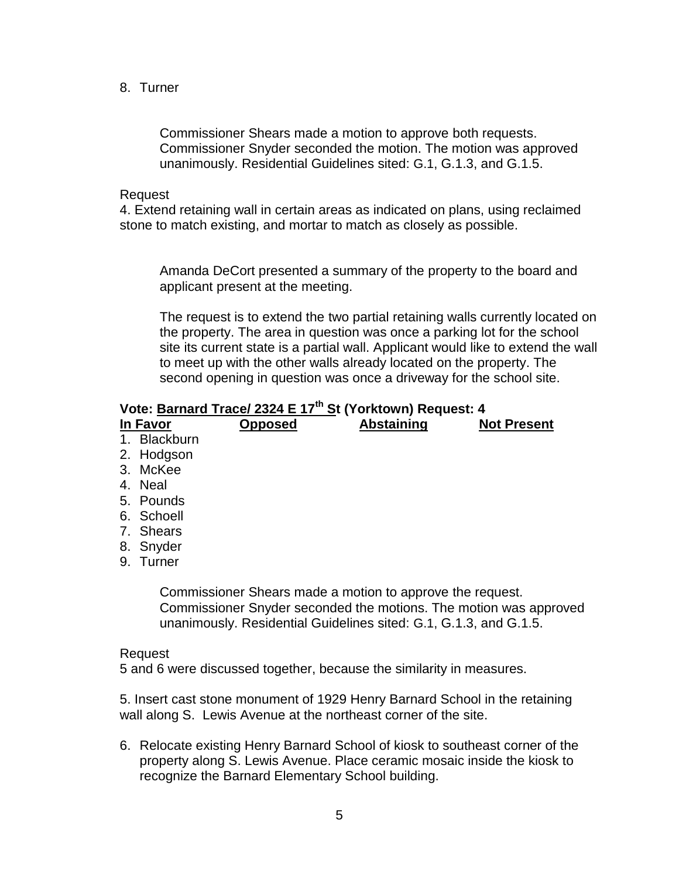8. Turner

Commissioner Shears made a motion to approve both requests. Commissioner Snyder seconded the motion. The motion was approved unanimously. Residential Guidelines sited: G.1, G.1.3, and G.1.5.

Request

4. Extend retaining wall in certain areas as indicated on plans, using reclaimed stone to match existing, and mortar to match as closely as possible.

Amanda DeCort presented a summary of the property to the board and applicant present at the meeting.

The request is to extend the two partial retaining walls currently located on the property. The area in question was once a parking lot for the school site its current state is a partial wall. Applicant would like to extend the wall to meet up with the other walls already located on the property. The second opening in question was once a driveway for the school site.

**Vote: Barnard Trace/ 2324 E 17th St (Yorktown) Request: 4**

| In Favor | Opposed | Abstaining | Not Present |
|---|---|---|---|
| 1. Blackburn | | | |
| 2. Hodgson | | | |
| 3. McKee | | | |
| 4. Neal | | | |
| 5. Pounds | | | |
| 6. Schoell | | | |
| 7. Shears | | | |
| 8. Snyder | | | |
| 9. Turner | | | |

Commissioner Shears made a motion to approve the request. Commissioner Snyder seconded the motions. The motion was approved unanimously. Residential Guidelines sited: G.1, G.1.3, and G.1.5.

Request

5 and 6 were discussed together, because the similarity in measures.

5. Insert cast stone monument of 1929 Henry Barnard School in the retaining wall along S. Lewis Avenue at the northeast corner of the site.

6. Relocate existing Henry Barnard School of kiosk to southeast corner of the property along S. Lewis Avenue. Place ceramic mosaic inside the kiosk to recognize the Barnard Elementary School building.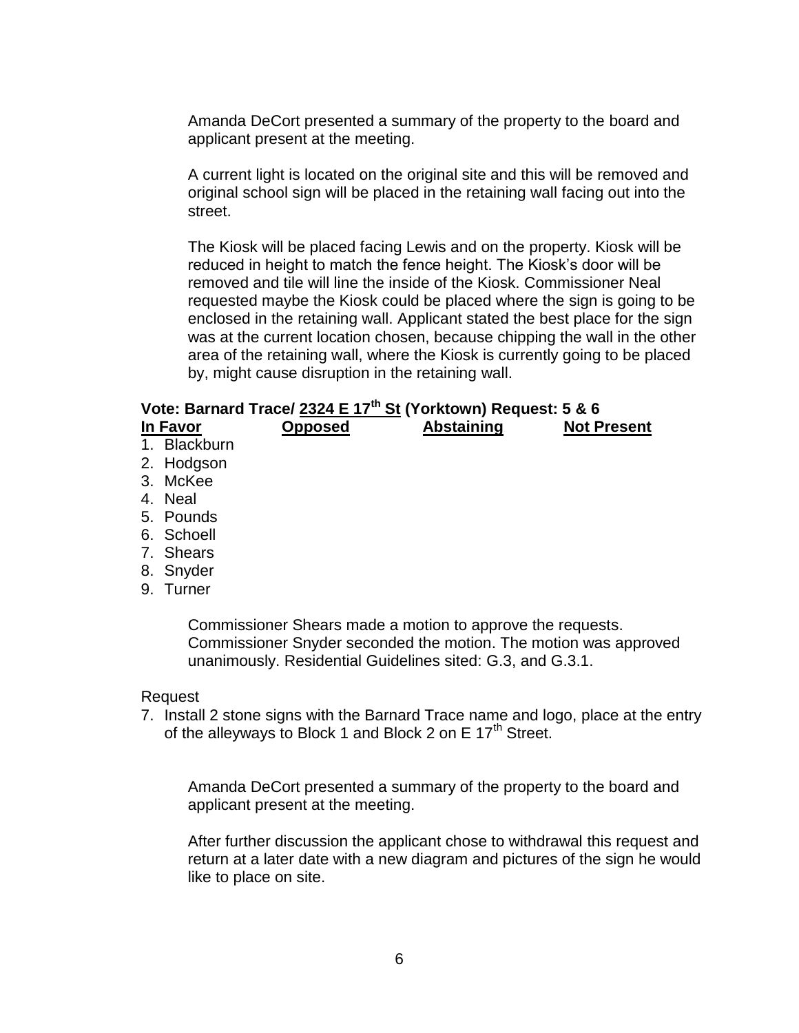Amanda DeCort presented a summary of the property to the board and applicant present at the meeting.

A current light is located on the original site and this will be removed and original school sign will be placed in the retaining wall facing out into the street.

The Kiosk will be placed facing Lewis and on the property. Kiosk will be reduced in height to match the fence height. The Kiosk's door will be removed and tile will line the inside of the Kiosk. Commissioner Neal requested maybe the Kiosk could be placed where the sign is going to be enclosed in the retaining wall. Applicant stated the best place for the sign was at the current location chosen, because chipping the wall in the other area of the retaining wall, where the Kiosk is currently going to be placed by, might cause disruption in the retaining wall.

**Vote: Barnard Trace/ 2324 E 17th St (Yorktown) Request: 5 & 6**

| In Favor | Opposed | Abstaining | Not Present |
|---|---|---|---|
| 1. Blackburn | | | |
| 2. Hodgson | | | |
| 3. McKee | | | |
| 4. Neal | | | |
| 5. Pounds | | | |
| 6. Schoell | | | |
| 7. Shears | | | |
| 8. Snyder | | | |
| 9. Turner | | | |

Commissioner Shears made a motion to approve the requests. Commissioner Snyder seconded the motion. The motion was approved unanimously. Residential Guidelines sited: G.3, and G.3.1.

Request

7. Install 2 stone signs with the Barnard Trace name and logo, place at the entry of the alleyways to Block 1 and Block 2 on E 17th Street.

Amanda DeCort presented a summary of the property to the board and applicant present at the meeting.

After further discussion the applicant chose to withdrawal this request and return at a later date with a new diagram and pictures of the sign he would like to place on site.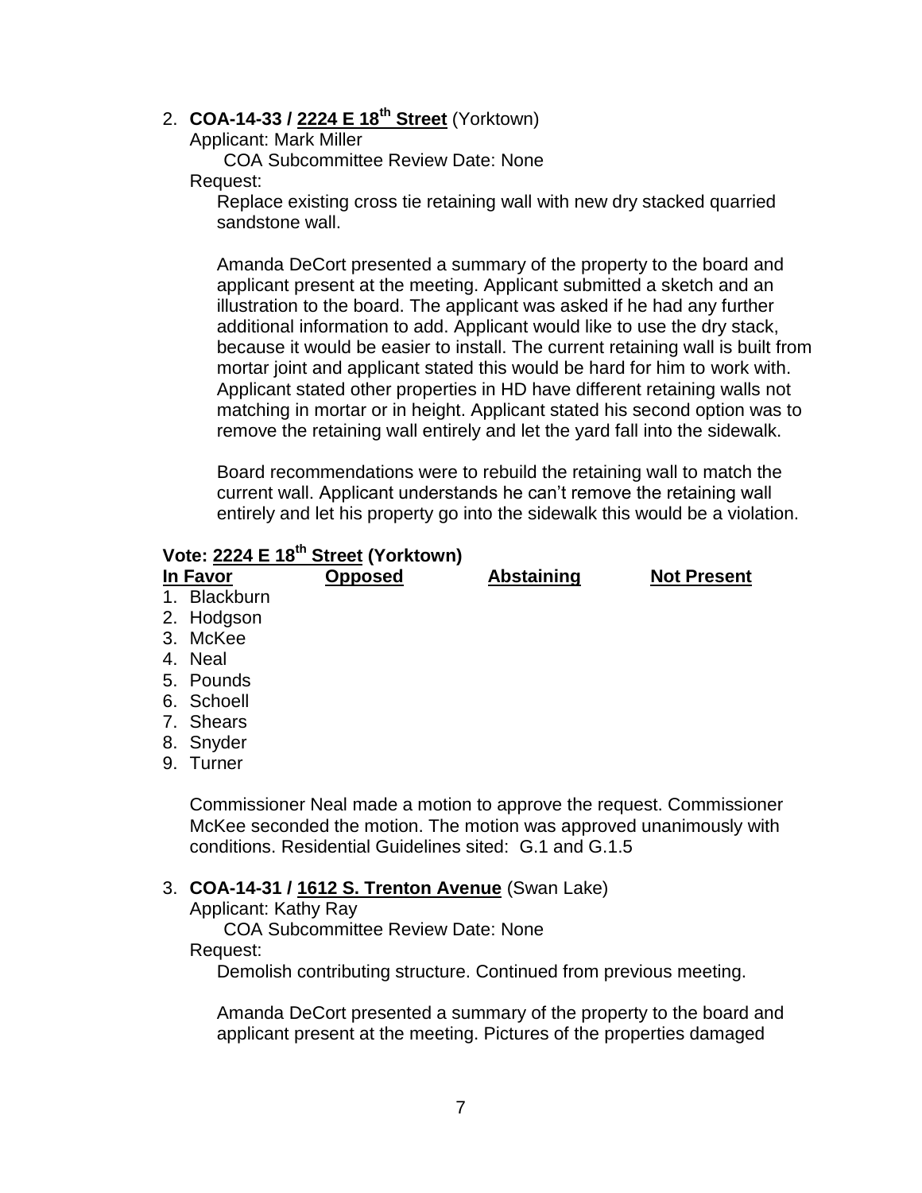2. **COA-14-33 / 2224 E 18th Street** (Yorktown)

   Applicant: Mark Miller

   COA Subcommittee Review Date: None

   Request:

   Replace existing cross tie retaining wall with new dry stacked quarried sandstone wall.

   Amanda DeCort presented a summary of the property to the board and applicant present at the meeting. Applicant submitted a sketch and an illustration to the board. The applicant was asked if he had any further additional information to add. Applicant would like to use the dry stack, because it would be easier to install. The current retaining wall is built from mortar joint and applicant stated this would be hard for him to work with. Applicant stated other properties in HD have different retaining walls not matching in mortar or in height. Applicant stated his second option was to remove the retaining wall entirely and let the yard fall into the sidewalk.

   Board recommendations were to rebuild the retaining wall to match the current wall. Applicant understands he can't remove the retaining wall entirely and let his property go into the sidewalk this would be a violation.

**Vote: 2224 E 18th Street (Yorktown)**

| In Favor | Opposed | Abstaining | Not Present |
| --- | --- | --- | --- |
| 1. Blackburn | | | |
| 2. Hodgson | | | |
| 3. McKee | | | |
| 4. Neal | | | |
| 5. Pounds | | | |
| 6. Schoell | | | |
| 7. Shears | | | |
| 8. Snyder | | | |
| 9. Turner | | | |

Commissioner Neal made a motion to approve the request. Commissioner McKee seconded the motion. The motion was approved unanimously with conditions. Residential Guidelines sited: G.1 and G.1.5

3. **COA-14-31 / 1612 S. Trenton Avenue** (Swan Lake)

   Applicant: Kathy Ray

   COA Subcommittee Review Date: None

   Request:

   Demolish contributing structure. Continued from previous meeting.

   Amanda DeCort presented a summary of the property to the board and applicant present at the meeting. Pictures of the properties damaged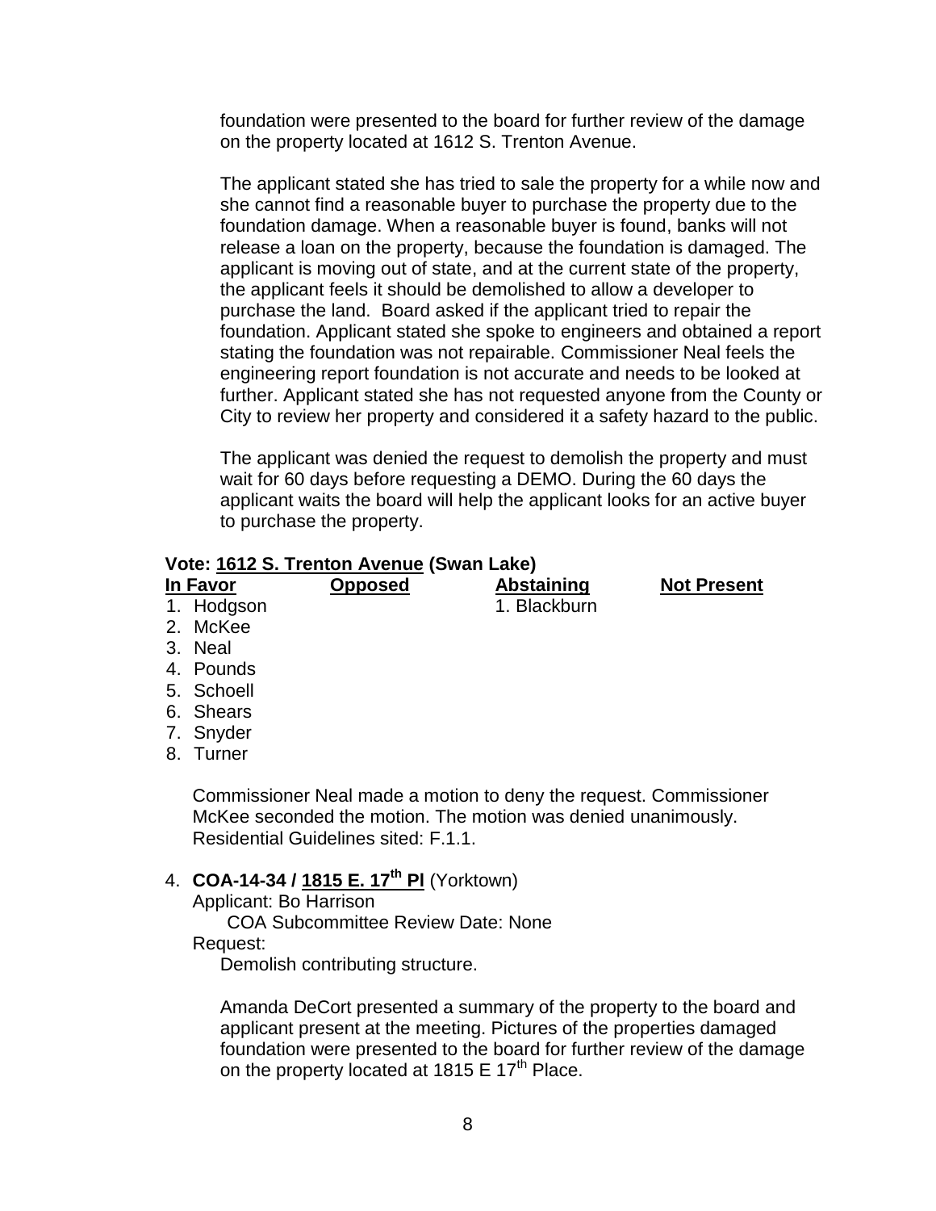foundation were presented to the board for further review of the damage on the property located at 1612 S. Trenton Avenue.

The applicant stated she has tried to sale the property for a while now and she cannot find a reasonable buyer to purchase the property due to the foundation damage. When a reasonable buyer is found, banks will not release a loan on the property, because the foundation is damaged. The applicant is moving out of state, and at the current state of the property, the applicant feels it should be demolished to allow a developer to purchase the land. Board asked if the applicant tried to repair the foundation. Applicant stated she spoke to engineers and obtained a report stating the foundation was not repairable. Commissioner Neal feels the engineering report foundation is not accurate and needs to be looked at further. Applicant stated she has not requested anyone from the County or City to review her property and considered it a safety hazard to the public.

The applicant was denied the request to demolish the property and must wait for 60 days before requesting a DEMO. During the 60 days the applicant waits the board will help the applicant looks for an active buyer to purchase the property.

**Vote: 1612 S. Trenton Avenue (Swan Lake)**

| In Favor | Opposed | Abstaining | Not Present |
|---|---|---|---|
| 1. Hodgson | | 1. Blackburn | |
| 2. McKee | | | |
| 3. Neal | | | |
| 4. Pounds | | | |
| 5. Schoell | | | |
| 6. Shears | | | |
| 7. Snyder | | | |
| 8. Turner | | | |

Commissioner Neal made a motion to deny the request. Commissioner McKee seconded the motion. The motion was denied unanimously. Residential Guidelines sited: F.1.1.

4. **COA-14-34 / 1815 E. 17th Pl** (Yorktown)
   Applicant: Bo Harrison
   COA Subcommittee Review Date: None
   Request:
   Demolish contributing structure.

   Amanda DeCort presented a summary of the property to the board and applicant present at the meeting. Pictures of the properties damaged foundation were presented to the board for further review of the damage on the property located at 1815 E 17th Place.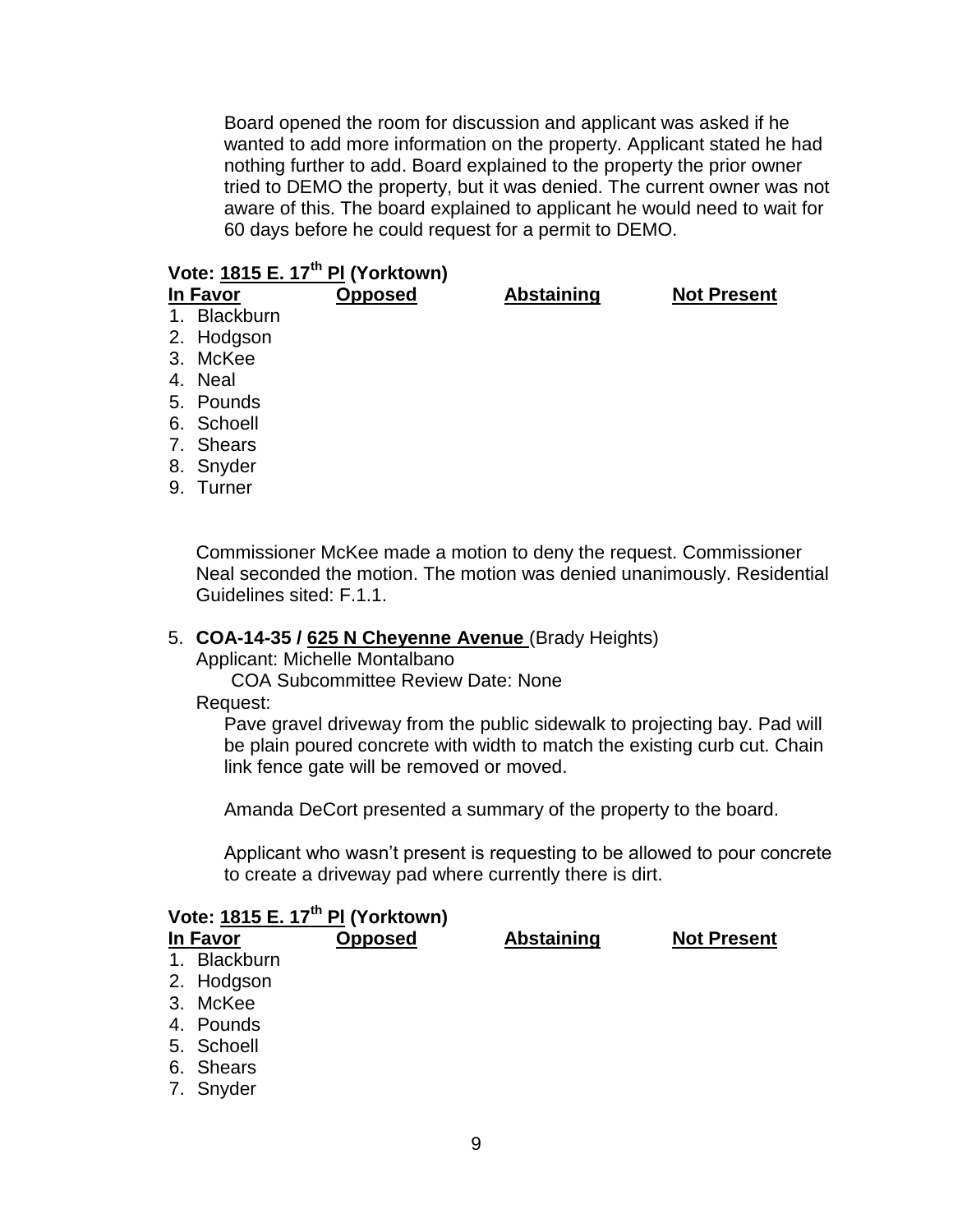Board opened the room for discussion and applicant was asked if he wanted to add more information on the property. Applicant stated he had nothing further to add. Board explained to the property the prior owner tried to DEMO the property, but it was denied. The current owner was not aware of this. The board explained to applicant he would need to wait for 60 days before he could request for a permit to DEMO.

**Vote: 1815 E. 17th Pl (Yorktown)**

| In Favor | Opposed | Abstaining | Not Present |
|---|---|---|---|
| 1. Blackburn | | | |
| 2. Hodgson | | | |
| 3. McKee | | | |
| 4. Neal | | | |
| 5. Pounds | | | |
| 6. Schoell | | | |
| 7. Shears | | | |
| 8. Snyder | | | |
| 9. Turner | | | |

Commissioner McKee made a motion to deny the request. Commissioner Neal seconded the motion. The motion was denied unanimously. Residential Guidelines sited: F.1.1.

5. **COA-14-35 / 625 N Cheyenne Avenue** (Brady Heights)

   Applicant: Michelle Montalbano

   COA Subcommittee Review Date: None

   Request:

   Pave gravel driveway from the public sidewalk to projecting bay. Pad will be plain poured concrete with width to match the existing curb cut. Chain link fence gate will be removed or moved.

   Amanda DeCort presented a summary of the property to the board.

   Applicant who wasn't present is requesting to be allowed to pour concrete to create a driveway pad where currently there is dirt.

**Vote: 1815 E. 17th Pl (Yorktown)**

| In Favor | Opposed | Abstaining | Not Present |
|---|---|---|---|
| 1. Blackburn | | | |
| 2. Hodgson | | | |
| 3. McKee | | | |
| 4. Pounds | | | |
| 5. Schoell | | | |
| 6. Shears | | | |
| 7. Snyder | | | |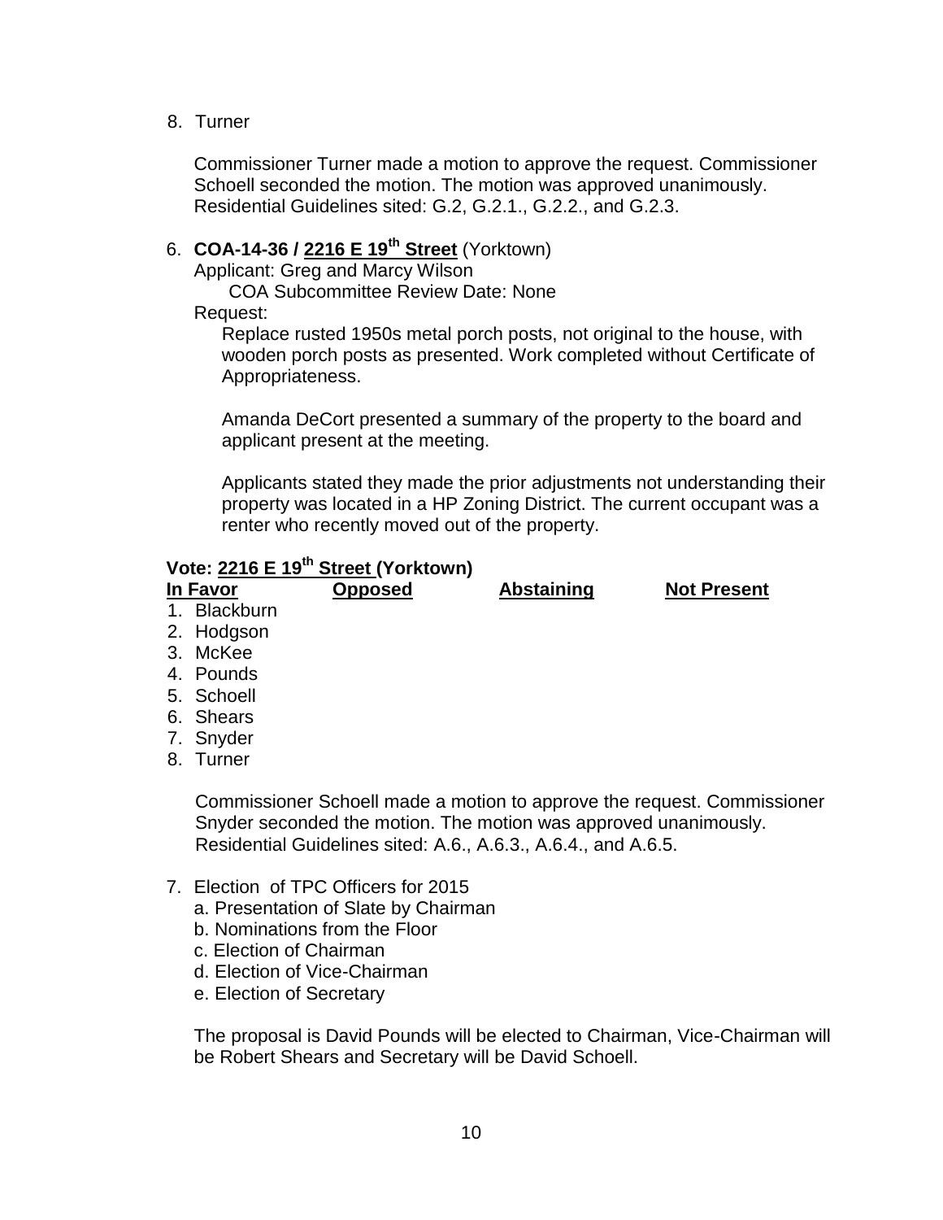8. Turner

Commissioner Turner made a motion to approve the request. Commissioner Schoell seconded the motion. The motion was approved unanimously. Residential Guidelines sited: G.2, G.2.1., G.2.2., and G.2.3.

6. **COA-14-36 / 2216 E 19th Street** (Yorktown)

Applicant: Greg and Marcy Wilson

COA Subcommittee Review Date: None

Request:

Replace rusted 1950s metal porch posts, not original to the house, with wooden porch posts as presented. Work completed without Certificate of Appropriateness.

Amanda DeCort presented a summary of the property to the board and applicant present at the meeting.

Applicants stated they made the prior adjustments not understanding their property was located in a HP Zoning District. The current occupant was a renter who recently moved out of the property.

**Vote: 2216 E 19th Street (Yorktown)**

| In Favor | Opposed | Abstaining | Not Present |
|---|---|---|---|
| 1. Blackburn | | | |
| 2. Hodgson | | | |
| 3. McKee | | | |
| 4. Pounds | | | |
| 5. Schoell | | | |
| 6. Shears | | | |
| 7. Snyder | | | |
| 8. Turner | | | |

Commissioner Schoell made a motion to approve the request. Commissioner Snyder seconded the motion. The motion was approved unanimously. Residential Guidelines sited: A.6., A.6.3., A.6.4., and A.6.5.

7. Election of TPC Officers for 2015
   a. Presentation of Slate by Chairman
   b. Nominations from the Floor
   c. Election of Chairman
   d. Election of Vice-Chairman
   e. Election of Secretary

The proposal is David Pounds will be elected to Chairman, Vice-Chairman will be Robert Shears and Secretary will be David Schoell.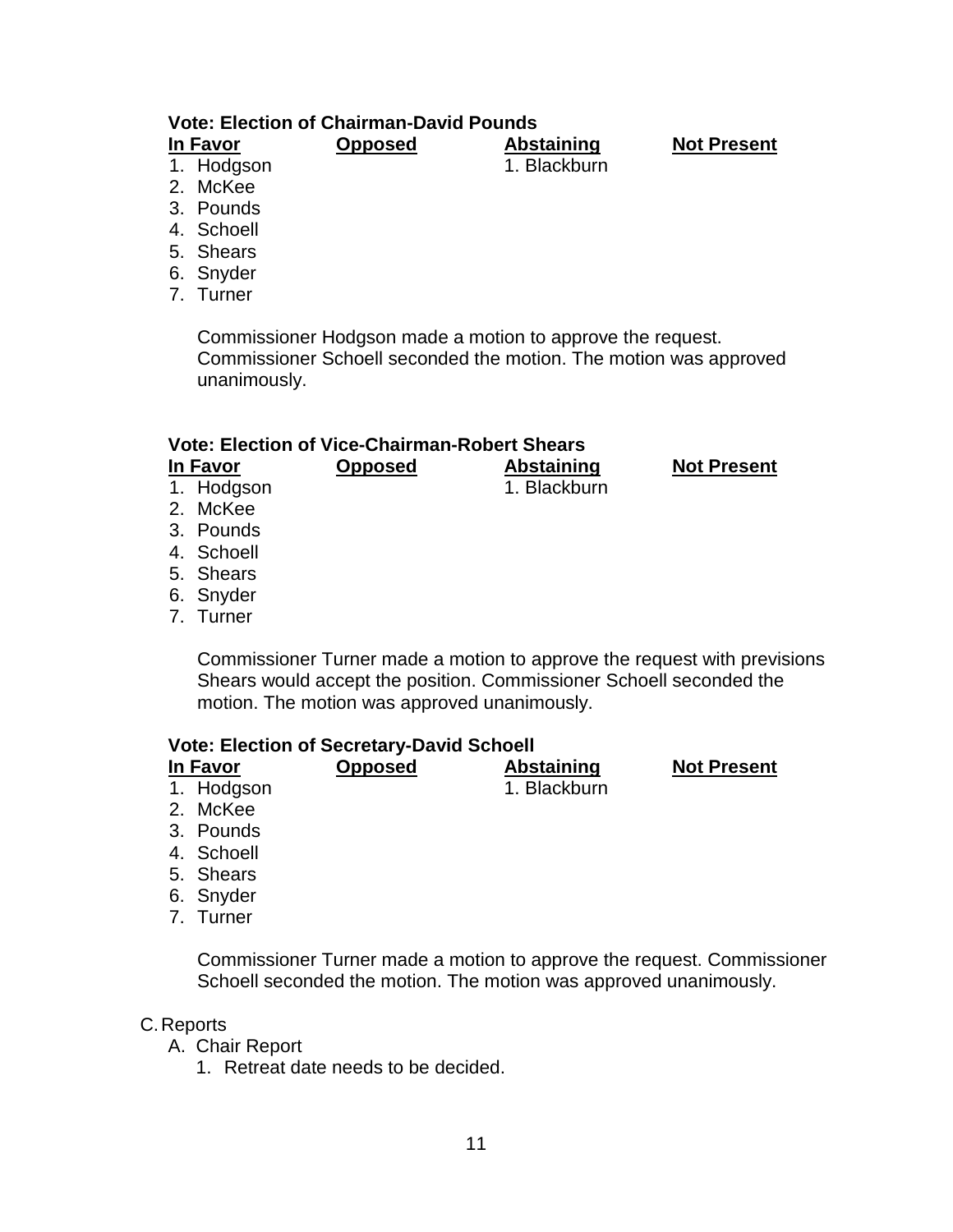**Vote: Election of Chairman-David Pounds**

| In Favor | Opposed | Abstaining | Not Present |
|---|---|---|---|
| 1. Hodgson | | 1. Blackburn | |
| 2. McKee | | | |
| 3. Pounds | | | |
| 4. Schoell | | | |
| 5. Shears | | | |
| 6. Snyder | | | |
| 7. Turner | | | |

Commissioner Hodgson made a motion to approve the request. Commissioner Schoell seconded the motion. The motion was approved unanimously.

**Vote: Election of Vice-Chairman-Robert Shears**

| In Favor | Opposed | Abstaining | Not Present |
|---|---|---|---|
| 1. Hodgson | | 1. Blackburn | |
| 2. McKee | | | |
| 3. Pounds | | | |
| 4. Schoell | | | |
| 5. Shears | | | |
| 6. Snyder | | | |
| 7. Turner | | | |

Commissioner Turner made a motion to approve the request with previsions Shears would accept the position. Commissioner Schoell seconded the motion. The motion was approved unanimously.

**Vote: Election of Secretary-David Schoell**

| In Favor | Opposed | Abstaining | Not Present |
|---|---|---|---|
| 1. Hodgson | | 1. Blackburn | |
| 2. McKee | | | |
| 3. Pounds | | | |
| 4. Schoell | | | |
| 5. Shears | | | |
| 6. Snyder | | | |
| 7. Turner | | | |

Commissioner Turner made a motion to approve the request. Commissioner Schoell seconded the motion. The motion was approved unanimously.

C. Reports
   A. Chair Report
      1. Retreat date needs to be decided.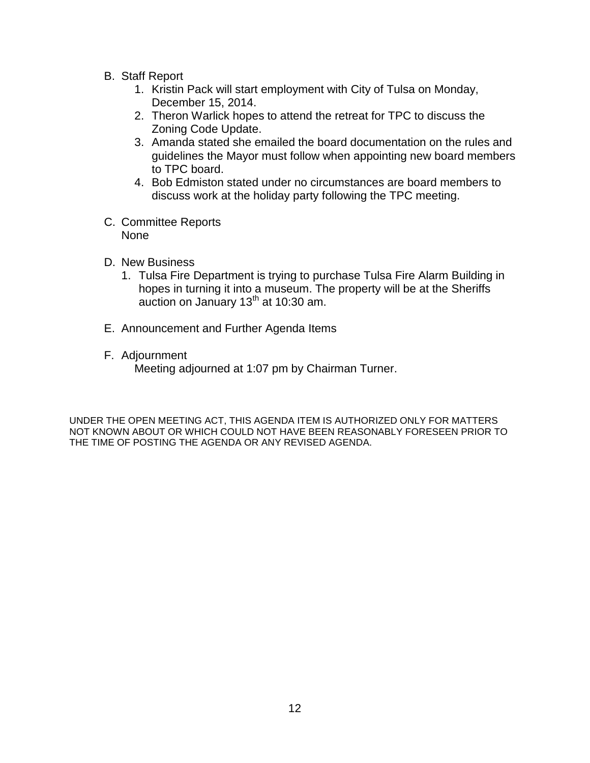B. Staff Report
   1. Kristin Pack will start employment with City of Tulsa on Monday, December 15, 2014.
   2. Theron Warlick hopes to attend the retreat for TPC to discuss the Zoning Code Update.
   3. Amanda stated she emailed the board documentation on the rules and guidelines the Mayor must follow when appointing new board members to TPC board.
   4. Bob Edmiston stated under no circumstances are board members to discuss work at the holiday party following the TPC meeting.

C. Committee Reports
   None

D. New Business
   1. Tulsa Fire Department is trying to purchase Tulsa Fire Alarm Building in hopes in turning it into a museum. The property will be at the Sheriffs auction on January 13th at 10:30 am.

E. Announcement and Further Agenda Items

F. Adjournment
   Meeting adjourned at 1:07 pm by Chairman Turner.

UNDER THE OPEN MEETING ACT, THIS AGENDA ITEM IS AUTHORIZED ONLY FOR MATTERS NOT KNOWN ABOUT OR WHICH COULD NOT HAVE BEEN REASONABLY FORESEEN PRIOR TO THE TIME OF POSTING THE AGENDA OR ANY REVISED AGENDA.